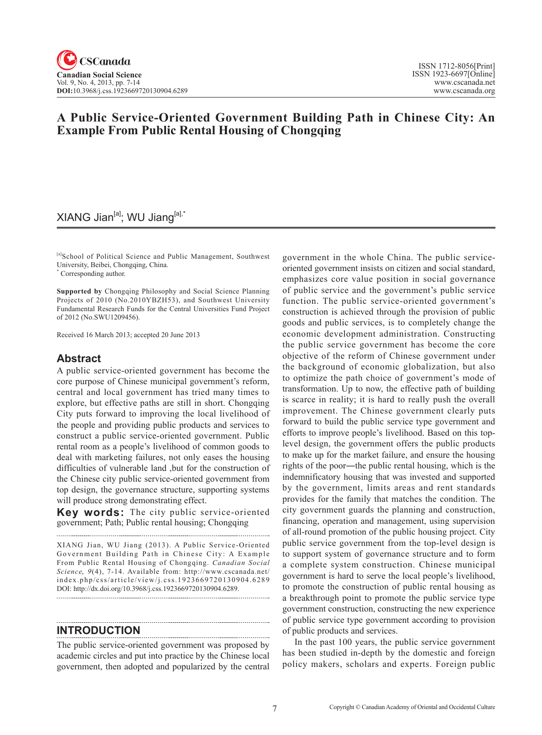# A Public Service-Oriented Government Building Path in Chinese City: An Example From Public Rental Housing of Chongqing

XIANG Jian[a]; WU Jiang[a],*

[a]School of Political Science and Public Management, Southwest University, Beibei, Chongqing, China.
* Corresponding author.

**Supported by** Chongqing Philosophy and Social Science Planning Projects of 2010 (No.2010YBZH53), and Southwest University Fundamental Research Funds for the Central Universities Fund Project of 2012 (No.SWU1209456).

Received 16 March 2013; accepted 20 June 2013

## Abstract

A public service-oriented government has become the core purpose of Chinese municipal government's reform, central and local government has tried many times to explore, but effective paths are still in short. Chongqing City puts forward to improving the local livelihood of the people and providing public products and services to construct a public service-oriented government. Public rental room as a people's livelihood of common goods to deal with marketing failures, not only eases the housing difficulties of vulnerable land ,but for the construction of the Chinese city public service-oriented government from top design, the governance structure, supporting systems will produce strong demonstrating effect.

**Key words:** The city public service-oriented government; Path; Public rental housing; Chongqing

XIANG Jian, WU Jiang (2013). A Public Service-Oriented Government Building Path in Chinese City: A Example From Public Rental Housing of Chongqing. *Canadian Social Science, 9*(4), 7-14. Available from: http://www.cscanada.net/index.php/css/article/view/j.css.1923669720130904.6289 DOI: http://dx.doi.org/10.3968/j.css.1923669720130904.6289.

## INTRODUCTION

The public service-oriented government was proposed by academic circles and put into practice by the Chinese local government, then adopted and popularized by the central government in the whole China. The public service-oriented government insists on citizen and social standard, emphasizes core value position in social governance of public service and the government's public service function. The public service-oriented government's construction is achieved through the provision of public goods and public services, is to completely change the economic development administration. Constructing the public service government has become the core objective of the reform of Chinese government under the background of economic globalization, but also to optimize the path choice of government's mode of transformation. Up to now, the effective path of building is scarce in reality; it is hard to really push the overall improvement. The Chinese government clearly puts forward to build the public service type government and efforts to improve people's livelihood. Based on this top-level design, the government offers the public products to make up for the market failure, and ensure the housing rights of the poor—the public rental housing, which is the indemnificatory housing that was invested and supported by the government, limits areas and rent standards provides for the family that matches the condition. The city government guards the planning and construction, financing, operation and management, using supervision of all-round promotion of the public housing project. City public service government from the top-level design is to support system of governance structure and to form a complete system construction. Chinese municipal government is hard to serve the local people's livelihood, to promote the construction of public rental housing as a breakthrough point to promote the public service type government construction, constructing the new experience of public service type government according to provision of public products and services.

In the past 100 years, the public service government has been studied in-depth by the domestic and foreign policy makers, scholars and experts. Foreign public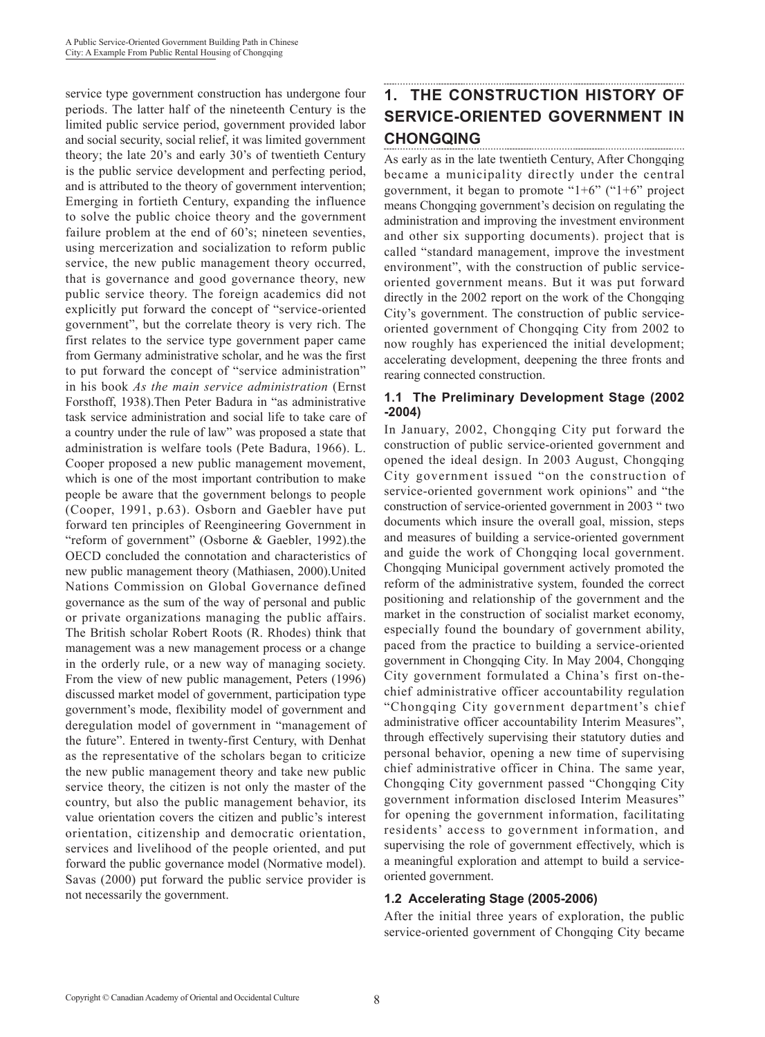service type government construction has undergone four periods. The latter half of the nineteenth Century is the limited public service period, government provided labor and social security, social relief, it was limited government theory; the late 20's and early 30's of twentieth Century is the public service development and perfecting period, and is attributed to the theory of government intervention; Emerging in fortieth Century, expanding the influence to solve the public choice theory and the government failure problem at the end of 60's; nineteen seventies, using mercerization and socialization to reform public service, the new public management theory occurred, that is governance and good governance theory, new public service theory. The foreign academics did not explicitly put forward the concept of "service-oriented government", but the correlate theory is very rich. The first relates to the service type government paper came from Germany administrative scholar, and he was the first to put forward the concept of "service administration" in his book *As the main service administration* (Ernst Forsthoff, 1938).Then Peter Badura in "as administrative task service administration and social life to take care of a country under the rule of law" was proposed a state that administration is welfare tools (Pete Badura, 1966). L. Cooper proposed a new public management movement, which is one of the most important contribution to make people be aware that the government belongs to people (Cooper, 1991, p.63). Osborn and Gaebler have put forward ten principles of Reengineering Government in "reform of government" (Osborne & Gaebler, 1992).the OECD concluded the connotation and characteristics of new public management theory (Mathiasen, 2000).United Nations Commission on Global Governance defined governance as the sum of the way of personal and public or private organizations managing the public affairs. The British scholar Robert Roots (R. Rhodes) think that management was a new management process or a change in the orderly rule, or a new way of managing society. From the view of new public management, Peters (1996) discussed market model of government, participation type government's mode, flexibility model of government and deregulation model of government in "management of the future". Entered in twenty-first Century, with Denhat as the representative of the scholars began to criticize the new public management theory and take new public service theory, the citizen is not only the master of the country, but also the public management behavior, its value orientation covers the citizen and public's interest orientation, citizenship and democratic orientation, services and livelihood of the people oriented, and put forward the public governance model (Normative model). Savas (2000) put forward the public service provider is not necessarily the government.

## 1. THE CONSTRUCTION HISTORY OF SERVICE-ORIENTED GOVERNMENT IN CHONGQING

As early as in the late twentieth Century, After Chongqing became a municipality directly under the central government, it began to promote "1+6" ("1+6" project means Chongqing government's decision on regulating the administration and improving the investment environment and other six supporting documents). project that is called "standard management, improve the investment environment", with the construction of public service-oriented government means. But it was put forward directly in the 2002 report on the work of the Chongqing City's government. The construction of public service-oriented government of Chongqing City from 2002 to now roughly has experienced the initial development; accelerating development, deepening the three fronts and rearing connected construction.

### 1.1 The Preliminary Development Stage (2002 -2004)

In January, 2002, Chongqing City put forward the construction of public service-oriented government and opened the ideal design. In 2003 August, Chongqing City government issued "on the construction of service-oriented government work opinions" and "the construction of service-oriented government in 2003 " two documents which insure the overall goal, mission, steps and measures of building a service-oriented government and guide the work of Chongqing local government. Chongqing Municipal government actively promoted the reform of the administrative system, founded the correct positioning and relationship of the government and the market in the construction of socialist market economy, especially found the boundary of government ability, paced from the practice to building a service-oriented government in Chongqing City. In May 2004, Chongqing City government formulated a China's first on-the-chief administrative officer accountability regulation "Chongqing City government department's chief administrative officer accountability Interim Measures", through effectively supervising their statutory duties and personal behavior, opening a new time of supervising chief administrative officer in China. The same year, Chongqing City government passed "Chongqing City government information disclosed Interim Measures" for opening the government information, facilitating residents' access to government information, and supervising the role of government effectively, which is a meaningful exploration and attempt to build a service-oriented government.

### 1.2 Accelerating Stage (2005-2006)

After the initial three years of exploration, the public service-oriented government of Chongqing City became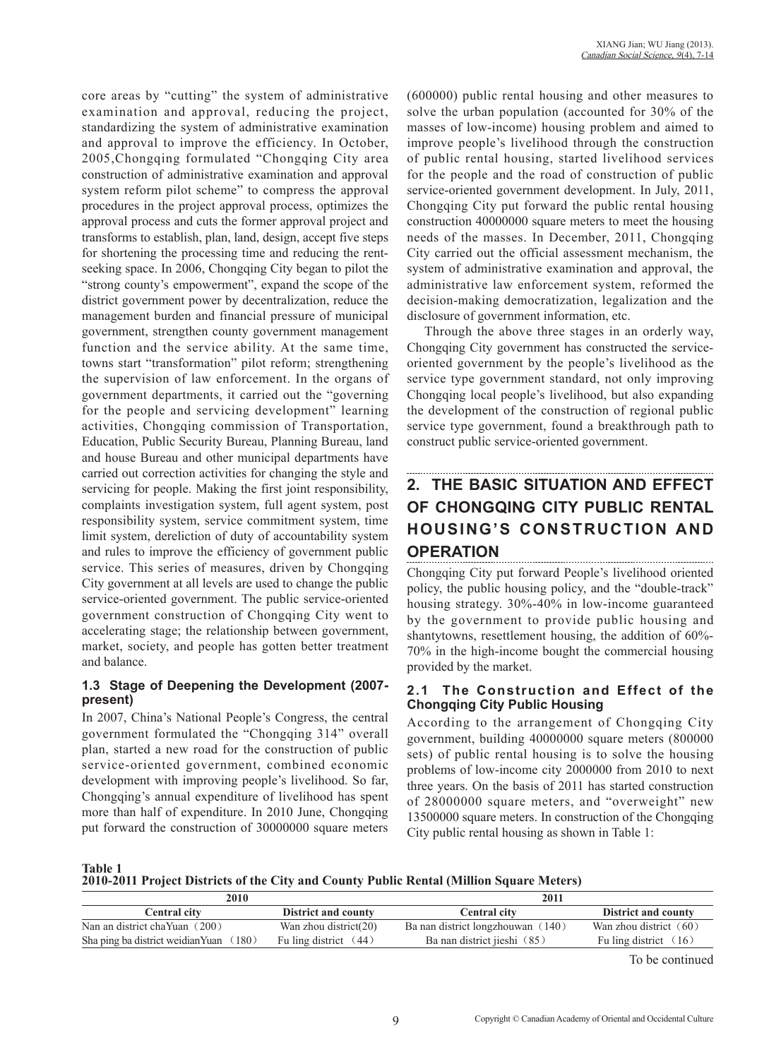core areas by "cutting" the system of administrative examination and approval, reducing the project, standardizing the system of administrative examination and approval to improve the efficiency. In October, 2005,Chongqing formulated "Chongqing City area construction of administrative examination and approval system reform pilot scheme" to compress the approval procedures in the project approval process, optimizes the approval process and cuts the former approval project and transforms to establish, plan, land, design, accept five steps for shortening the processing time and reducing the rent-seeking space. In 2006, Chongqing City began to pilot the "strong county's empowerment", expand the scope of the district government power by decentralization, reduce the management burden and financial pressure of municipal government, strengthen county government management function and the service ability. At the same time, towns start "transformation" pilot reform; strengthening the supervision of law enforcement. In the organs of government departments, it carried out the "governing for the people and servicing development" learning activities, Chongqing commission of Transportation, Education, Public Security Bureau, Planning Bureau, land and house Bureau and other municipal departments have carried out correction activities for changing the style and servicing for people. Making the first joint responsibility, complaints investigation system, full agent system, post responsibility system, service commitment system, time limit system, dereliction of duty of accountability system and rules to improve the efficiency of government public service. This series of measures, driven by Chongqing City government at all levels are used to change the public service-oriented government. The public service-oriented government construction of Chongqing City went to accelerating stage; the relationship between government, market, society, and people has gotten better treatment and balance.

### 1.3 Stage of Deepening the Development (2007-present)

In 2007, China's National People's Congress, the central government formulated the "Chongqing 314" overall plan, started a new road for the construction of public service-oriented government, combined economic development with improving people's livelihood. So far, Chongqing's annual expenditure of livelihood has spent more than half of expenditure. In 2010 June, Chongqing put forward the construction of 30000000 square meters (600000) public rental housing and other measures to solve the urban population (accounted for 30% of the masses of low-income) housing problem and aimed to improve people's livelihood through the construction of public rental housing, started livelihood services for the people and the road of construction of public service-oriented government development. In July, 2011, Chongqing City put forward the public rental housing construction 40000000 square meters to meet the housing needs of the masses. In December, 2011, Chongqing City carried out the official assessment mechanism, the system of administrative examination and approval, the administrative law enforcement system, reformed the decision-making democratization, legalization and the disclosure of government information, etc.

Through the above three stages in an orderly way, Chongqing City government has constructed the service-oriented government by the people's livelihood as the service type government standard, not only improving Chongqing local people's livelihood, but also expanding the development of the construction of regional public service type government, found a breakthrough path to construct public service-oriented government.

## 2. THE BASIC SITUATION AND EFFECT OF CHONGQING CITY PUBLIC RENTAL HOUSING'S CONSTRUCTION AND OPERATION

Chongqing City put forward People's livelihood oriented policy, the public housing policy, and the "double-track" housing strategy. 30%-40% in low-income guaranteed by the government to provide public housing and shantytowns, resettlement housing, the addition of 60%-70% in the high-income bought the commercial housing provided by the market.

### 2.1 The Construction and Effect of the Chongqing City Public Housing

According to the arrangement of Chongqing City government, building 40000000 square meters (800000 sets) of public rental housing is to solve the housing problems of low-income city 2000000 from 2010 to next three years. On the basis of 2011 has started construction of 28000000 square meters, and "overweight" new 13500000 square meters. In construction of the Chongqing City public rental housing as shown in Table 1:

**Table 1**
**2010-2011 Project Districts of the City and County Public Rental (Million Square Meters)**

| 2010 | | 2011 | |
|---|---|---|---|
| Central city | District and county | Central city | District and county |
| Nan an district chaYuan（200） | Wan zhou district(20) | Ba nan district longzhouwan（140） | Wan zhou district（60） |
| Sha ping ba district weidianYuan（180） | Fu ling district（44） | Ba nan district jieshi（85） | Fu ling district（16） |

To be continued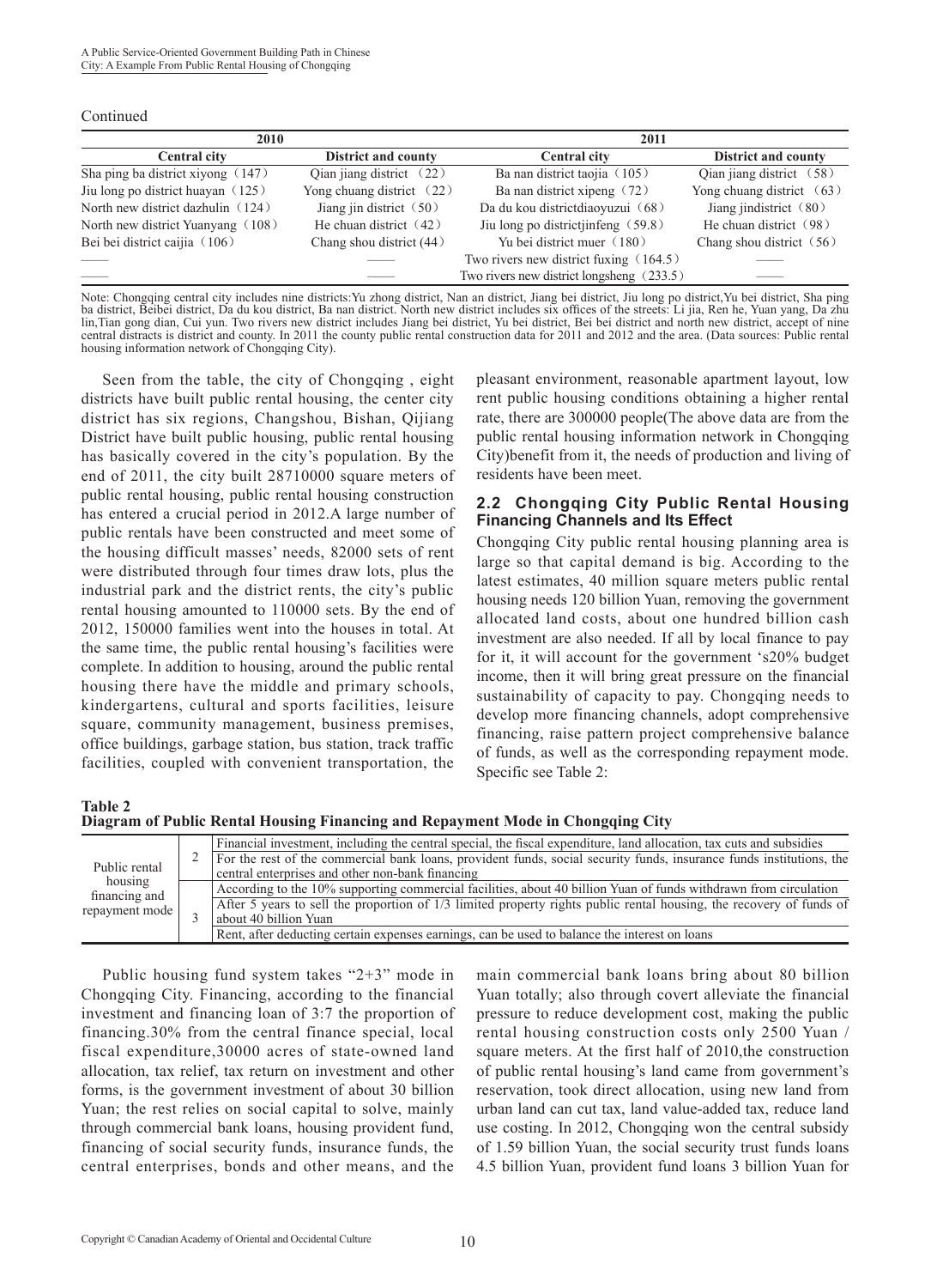Continued

| 2010 | | 2011 | |
|---|---|---|---|
| **Central city** | **District and county** | **Central city** | **District and county** |
| Sha ping ba district xiyong（147） | Qian jiang district （22） | Ba nan district taojia（105） | Qian jiang district （58） |
| Jiu long po district huayan（125） | Yong chuang district （22） | Ba nan district xipeng（72） | Yong chuang district （63） |
| North new district dazhulin（124） | Jiang jin district（50） | Da du kou districtdiaoyuzui（68） | Jiang jindistrict（80） |
| North new district Yuanyang（108） | He chuan district（42） | Jiu long po districtjinfeng（59.8） | He chuan district（98） |
| Bei bei district caijia（106） | Chang shou district (44） | Yu bei district muer（180） | Chang shou district（56） |
| —— | —— | Two rivers new district fuxing（164.5） | —— |
| —— | —— | Two rivers new district longsheng（233.5） | —— |

Note: Chongqing central city includes nine districts:Yu zhong district, Nan an district, Jiang bei district, Jiu long po district,Yu bei district, Sha ping ba district, Beibei district, Da du kou district, Ba nan district. North new district includes six offices of the streets: Li jia, Ren he, Yuan yang, Da zhu lin,Tian gong dian, Cui yun. Two rivers new district includes Jiang bei district, Yu bei district, Bei bei district and north new district, accept of nine central distracts is district and county. In 2011 the county public rental construction data for 2011 and 2012 and the area. (Data sources: Public rental housing information network of Chongqing City).

Seen from the table, the city of Chongqing , eight districts have built public rental housing, the center city district has six regions, Changshou, Bishan, Qijiang District have built public housing, public rental housing has basically covered in the city's population. By the end of 2011, the city built 28710000 square meters of public rental housing, public rental housing construction has entered a crucial period in 2012.A large number of public rentals have been constructed and meet some of the housing difficult masses' needs, 82000 sets of rent were distributed through four times draw lots, plus the industrial park and the district rents, the city's public rental housing amounted to 110000 sets. By the end of 2012, 150000 families went into the houses in total. At the same time, the public rental housing's facilities were complete. In addition to housing, around the public rental housing there have the middle and primary schools, kindergartens, cultural and sports facilities, leisure square, community management, business premises, office buildings, garbage station, bus station, track traffic facilities, coupled with convenient transportation, the pleasant environment, reasonable apartment layout, low rent public housing conditions obtaining a higher rental rate, there are 300000 people(The above data are from the public rental housing information network in Chongqing City)benefit from it, the needs of production and living of residents have been meet.

### 2.2 Chongqing City Public Rental Housing Financing Channels and Its Effect

Chongqing City public rental housing planning area is large so that capital demand is big. According to the latest estimates, 40 million square meters public rental housing needs 120 billion Yuan, removing the government allocated land costs, about one hundred billion cash investment are also needed. If all by local finance to pay for it, it will account for the government 's20% budget income, then it will bring great pressure on the financial sustainability of capacity to pay. Chongqing needs to develop more financing channels, adopt comprehensive financing, raise pattern project comprehensive balance of funds, as well as the corresponding repayment mode. Specific see Table 2:

**Table 2**
**Diagram of Public Rental Housing Financing and Repayment Mode in Chongqing City**

| | | |
|---|---|---|
| Public rental housing financing and repayment mode | 2 | Financial investment, including the central special, the fiscal expenditure, land allocation, tax cuts and subsidies |
| | | For the rest of the commercial bank loans, provident funds, social security funds, insurance funds institutions, the central enterprises and other non-bank financing |
| | 3 | According to the 10% supporting commercial facilities, about 40 billion Yuan of funds withdrawn from circulation |
| | | After 5 years to sell the proportion of 1/3 limited property rights public rental housing, the recovery of funds of about 40 billion Yuan |
| | | Rent, after deducting certain expenses earnings, can be used to balance the interest on loans |

Public housing fund system takes "2+3" mode in Chongqing City. Financing, according to the financial investment and financing loan of 3:7 the proportion of financing.30% from the central finance special, local fiscal expenditure,30000 acres of state-owned land allocation, tax relief, tax return on investment and other forms, is the government investment of about 30 billion Yuan; the rest relies on social capital to solve, mainly through commercial bank loans, housing provident fund, financing of social security funds, insurance funds, the central enterprises, bonds and other means, and the main commercial bank loans bring about 80 billion Yuan totally; also through covert alleviate the financial pressure to reduce development cost, making the public rental housing construction costs only 2500 Yuan / square meters. At the first half of 2010,the construction of public rental housing's land came from government's reservation, took direct allocation, using new land from urban land can cut tax, land value-added tax, reduce land use costing. In 2012, Chongqing won the central subsidy of 1.59 billion Yuan, the social security trust funds loans 4.5 billion Yuan, provident fund loans 3 billion Yuan for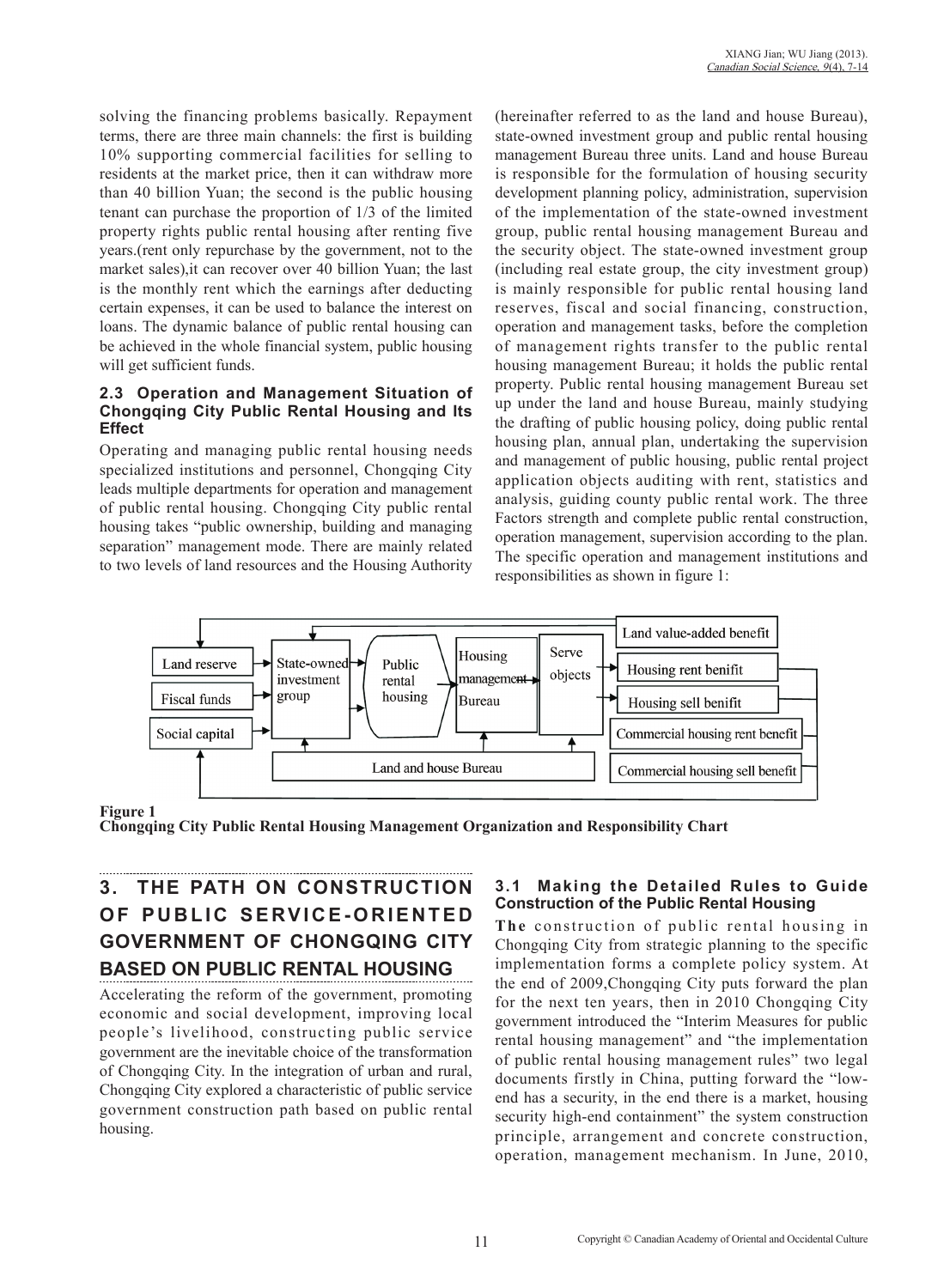solving the financing problems basically. Repayment terms, there are three main channels: the first is building 10% supporting commercial facilities for selling to residents at the market price, then it can withdraw more than 40 billion Yuan; the second is the public housing tenant can purchase the proportion of 1/3 of the limited property rights public rental housing after renting five years.(rent only repurchase by the government, not to the market sales),it can recover over 40 billion Yuan; the last is the monthly rent which the earnings after deducting certain expenses, it can be used to balance the interest on loans. The dynamic balance of public rental housing can be achieved in the whole financial system, public housing will get sufficient funds.

### 2.3 Operation and Management Situation of Chongqing City Public Rental Housing and Its Effect

Operating and managing public rental housing needs specialized institutions and personnel, Chongqing City leads multiple departments for operation and management of public rental housing. Chongqing City public rental housing takes "public ownership, building and managing separation" management mode. There are mainly related to two levels of land resources and the Housing Authority (hereinafter referred to as the land and house Bureau), state-owned investment group and public rental housing management Bureau three units. Land and house Bureau is responsible for the formulation of housing security development planning policy, administration, supervision of the implementation of the state-owned investment group, public rental housing management Bureau and the security object. The state-owned investment group (including real estate group, the city investment group) is mainly responsible for public rental housing land reserves, fiscal and social financing, construction, operation and management tasks, before the completion of management rights transfer to the public rental housing management Bureau; it holds the public rental property. Public rental housing management Bureau set up under the land and house Bureau, mainly studying the drafting of public housing policy, doing public rental housing plan, annual plan, undertaking the supervision and management of public housing, public rental project application objects auditing with rent, statistics and analysis, guiding county public rental work. The three Factors strength and complete public rental construction, operation management, supervision according to the plan. The specific operation and management institutions and responsibilities as shown in figure 1:

Land reserve | State-owned investment group | Public rental housing | Housing management Bureau | Serve objects | Land value-added benefit | Housing rent benifit | Housing sell benifit
Fiscal funds | Commercial housing rent benefit
Social capital | Land and house Bureau | Commercial housing sell benefit

**Figure 1**
**Chongqing City Public Rental Housing Management Organization and Responsibility Chart**

## 3. THE PATH ON CONSTRUCTION OF PUBLIC SERVICE-ORIENTED GOVERNMENT OF CHONGQING CITY BASED ON PUBLIC RENTAL HOUSING

Accelerating the reform of the government, promoting economic and social development, improving local people's livelihood, constructing public service government are the inevitable choice of the transformation of Chongqing City. In the integration of urban and rural, Chongqing City explored a characteristic of public service government construction path based on public rental housing.

### 3.1 Making the Detailed Rules to Guide Construction of the Public Rental Housing

**The** construction of public rental housing in Chongqing City from strategic planning to the specific implementation forms a complete policy system. At the end of 2009,Chongqing City puts forward the plan for the next ten years, then in 2010 Chongqing City government introduced the "Interim Measures for public rental housing management" and "the implementation of public rental housing management rules" two legal documents firstly in China, putting forward the "low-end has a security, in the end there is a market, housing security high-end containment" the system construction principle, arrangement and concrete construction, operation, management mechanism. In June, 2010,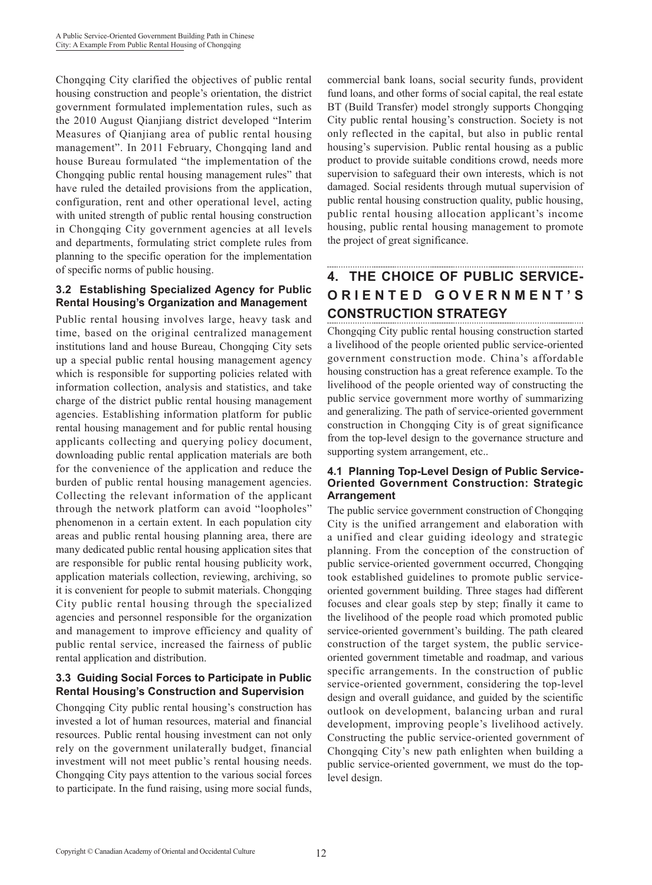Chongqing City clarified the objectives of public rental housing construction and people's orientation, the district government formulated implementation rules, such as the 2010 August Qianjiang district developed "Interim Measures of Qianjiang area of public rental housing management". In 2011 February, Chongqing land and house Bureau formulated "the implementation of the Chongqing public rental housing management rules" that have ruled the detailed provisions from the application, configuration, rent and other operational level, acting with united strength of public rental housing construction in Chongqing City government agencies at all levels and departments, formulating strict complete rules from planning to the specific operation for the implementation of specific norms of public housing.

### 3.2 Establishing Specialized Agency for Public Rental Housing's Organization and Management

Public rental housing involves large, heavy task and time, based on the original centralized management institutions land and house Bureau, Chongqing City sets up a special public rental housing management agency which is responsible for supporting policies related with information collection, analysis and statistics, and take charge of the district public rental housing management agencies. Establishing information platform for public rental housing management and for public rental housing applicants collecting and querying policy document, downloading public rental application materials are both for the convenience of the application and reduce the burden of public rental housing management agencies. Collecting the relevant information of the applicant through the network platform can avoid "loopholes" phenomenon in a certain extent. In each population city areas and public rental housing planning area, there are many dedicated public rental housing application sites that are responsible for public rental housing publicity work, application materials collection, reviewing, archiving, so it is convenient for people to submit materials. Chongqing City public rental housing through the specialized agencies and personnel responsible for the organization and management to improve efficiency and quality of public rental service, increased the fairness of public rental application and distribution.

### 3.3 Guiding Social Forces to Participate in Public Rental Housing's Construction and Supervision

Chongqing City public rental housing's construction has invested a lot of human resources, material and financial resources. Public rental housing investment can not only rely on the government unilaterally budget, financial investment will not meet public's rental housing needs. Chongqing City pays attention to the various social forces to participate. In the fund raising, using more social funds, commercial bank loans, social security funds, provident fund loans, and other forms of social capital, the real estate BT (Build Transfer) model strongly supports Chongqing City public rental housing's construction. Society is not only reflected in the capital, but also in public rental housing's supervision. Public rental housing as a public product to provide suitable conditions crowd, needs more supervision to safeguard their own interests, which is not damaged. Social residents through mutual supervision of public rental housing construction quality, public housing, public rental housing allocation applicant's income housing, public rental housing management to promote the project of great significance.

## 4. THE CHOICE OF PUBLIC SERVICE-ORIENTED GOVERNMENT'S CONSTRUCTION STRATEGY

Chongqing City public rental housing construction started a livelihood of the people oriented public service-oriented government construction mode. China's affordable housing construction has a great reference example. To the livelihood of the people oriented way of constructing the public service government more worthy of summarizing and generalizing. The path of service-oriented government construction in Chongqing City is of great significance from the top-level design to the governance structure and supporting system arrangement, etc..

### 4.1 Planning Top-Level Design of Public Service-Oriented Government Construction: Strategic Arrangement

The public service government construction of Chongqing City is the unified arrangement and elaboration with a unified and clear guiding ideology and strategic planning. From the conception of the construction of public service-oriented government occurred, Chongqing took established guidelines to promote public service-oriented government building. Three stages had different focuses and clear goals step by step; finally it came to the livelihood of the people road which promoted public service-oriented government's building. The path cleared construction of the target system, the public service-oriented government timetable and roadmap, and various specific arrangements. In the construction of public service-oriented government, considering the top-level design and overall guidance, and guided by the scientific outlook on development, balancing urban and rural development, improving people's livelihood actively. Constructing the public service-oriented government of Chongqing City's new path enlighten when building a public service-oriented government, we must do the top-level design.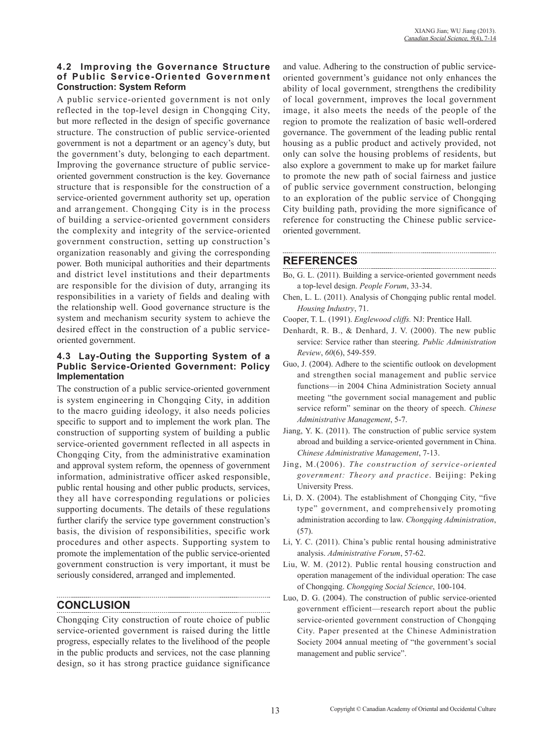### 4.2 Improving the Governance Structure of Public Service-Oriented Government Construction: System Reform

A public service-oriented government is not only reflected in the top-level design in Chongqing City, but more reflected in the design of specific governance structure. The construction of public service-oriented government is not a department or an agency's duty, but the government's duty, belonging to each department. Improving the governance structure of public service-oriented government construction is the key. Governance structure that is responsible for the construction of a service-oriented government authority set up, operation and arrangement. Chongqing City is in the process of building a service-oriented government considers the complexity and integrity of the service-oriented government construction, setting up construction's organization reasonably and giving the corresponding power. Both municipal authorities and their departments and district level institutions and their departments are responsible for the division of duty, arranging its responsibilities in a variety of fields and dealing with the relationship well. Good governance structure is the system and mechanism security system to achieve the desired effect in the construction of a public service-oriented government.

### 4.3 Lay-Outing the Supporting System of a Public Service-Oriented Government: Policy Implementation

The construction of a public service-oriented government is system engineering in Chongqing City, in addition to the macro guiding ideology, it also needs policies specific to support and to implement the work plan. The construction of supporting system of building a public service-oriented government reflected in all aspects in Chongqing City, from the administrative examination and approval system reform, the openness of government information, administrative officer asked responsible, public rental housing and other public products, services, they all have corresponding regulations or policies supporting documents. The details of these regulations further clarify the service type government construction's basis, the division of responsibilities, specific work procedures and other aspects. Supporting system to promote the implementation of the public service-oriented government construction is very important, it must be seriously considered, arranged and implemented.

## CONCLUSION

Chongqing City construction of route choice of public service-oriented government is raised during the little progress, especially relates to the livelihood of the people in the public products and services, not the case planning design, so it has strong practice guidance significance and value. Adhering to the construction of public service-oriented government's guidance not only enhances the ability of local government, strengthens the credibility of local government, improves the local government image, it also meets the needs of the people of the region to promote the realization of basic well-ordered governance. The government of the leading public rental housing as a public product and actively provided, not only can solve the housing problems of residents, but also explore a government to make up for market failure to promote the new path of social fairness and justice of public service government construction, belonging to an exploration of the public service of Chongqing City building path, providing the more significance of reference for constructing the Chinese public service-oriented government.

## REFERENCES

Bo, G. L. (2011). Building a service-oriented government needs a top-level design. *People Forum*, 33-34.

Chen, L. L. (2011). Analysis of Chongqing public rental model. *Housing Industry*, 71.

Cooper, T. L. (1991). *Englewood cliffs.* NJ: Prentice Hall.

Denhardt, R. B., & Denhard, J. V. (2000). The new public service: Service rather than steering. *Public Administration Review*, *60*(6), 549-559.

Guo, J. (2004). Adhere to the scientific outlook on development and strengthen social management and public service functions—in 2004 China Administration Society annual meeting "the government social management and public service reform" seminar on the theory of speech. *Chinese Administrative Management*, 5-7.

Jiang, Y. K. (2011). The construction of public service system abroad and building a service-oriented government in China. *Chinese Administrative Management*, 7-13.

Jing, M.(2006). *The construction of service-oriented government: Theory and practice*. Beijing: Peking University Press.

Li, D. X. (2004). The establishment of Chongqing City, "five type" government, and comprehensively promoting administration according to law. *Chongqing Administration*, (57).

Li, Y. C. (2011). China's public rental housing administrative analysis. *Administrative Forum*, 57-62.

Liu, W. M. (2012). Public rental housing construction and operation management of the individual operation: The case of Chongqing. *Chongqing Social Science*, 100-104.

Luo, D. G. (2004). The construction of public service-oriented government efficient—research report about the public service-oriented government construction of Chongqing City. Paper presented at the Chinese Administration Society 2004 annual meeting of "the government's social management and public service".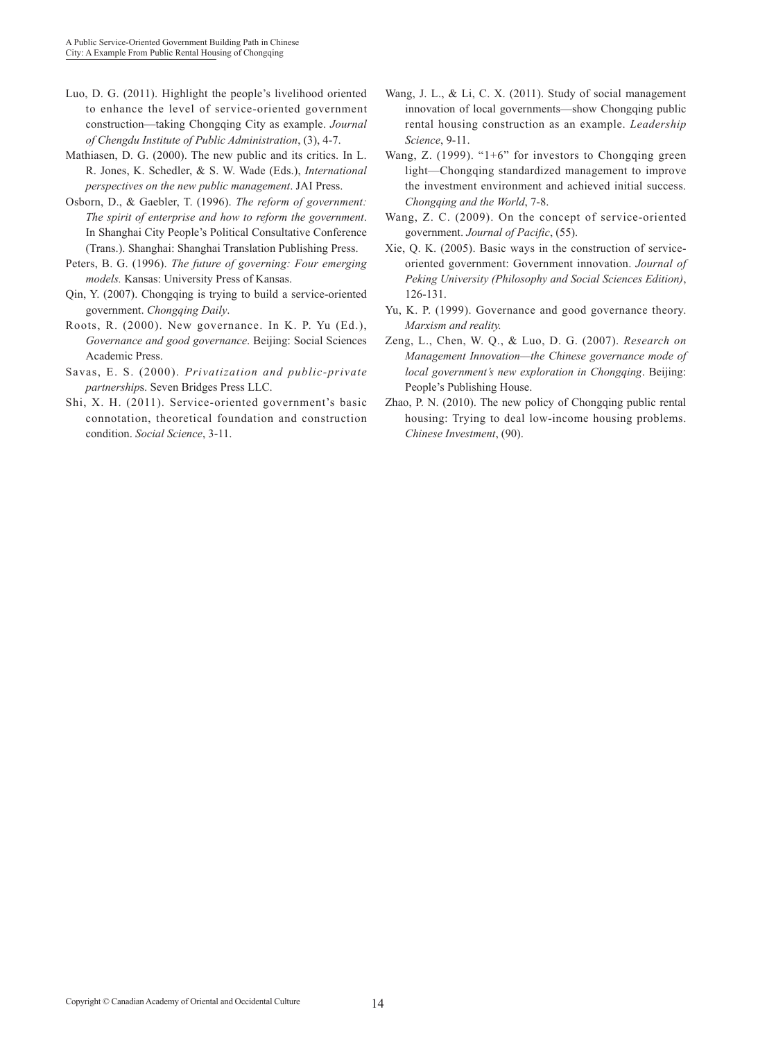Luo, D. G. (2011). Highlight the people's livelihood oriented to enhance the level of service-oriented government construction—taking Chongqing City as example. *Journal of Chengdu Institute of Public Administration*, (3), 4-7.

Mathiasen, D. G. (2000). The new public and its critics. In L. R. Jones, K. Schedler, & S. W. Wade (Eds.), *International perspectives on the new public management*. JAI Press.

Osborn, D., & Gaebler, T. (1996). *The reform of government: The spirit of enterprise and how to reform the government*. In Shanghai City People's Political Consultative Conference (Trans.). Shanghai: Shanghai Translation Publishing Press.

Peters, B. G. (1996). *The future of governing: Four emerging models.* Kansas: University Press of Kansas.

Qin, Y. (2007). Chongqing is trying to build a service-oriented government. *Chongqing Daily*.

Roots, R. (2000). New governance. In K. P. Yu (Ed.), *Governance and good governance*. Beijing: Social Sciences Academic Press.

Savas, E. S. (2000). *Privatization and public-private partnership*s. Seven Bridges Press LLC.

Shi, X. H. (2011). Service-oriented government's basic connotation, theoretical foundation and construction condition. *Social Science*, 3-11.

Wang, J. L., & Li, C. X. (2011). Study of social management innovation of local governments—show Chongqing public rental housing construction as an example. *Leadership Science*, 9-11.

Wang, Z. (1999). "1+6" for investors to Chongqing green light—Chongqing standardized management to improve the investment environment and achieved initial success. *Chongqing and the World*, 7-8.

Wang, Z. C. (2009). On the concept of service-oriented government. *Journal of Pacific*, (55).

Xie, Q. K. (2005). Basic ways in the construction of service-oriented government: Government innovation. *Journal of Peking University (Philosophy and Social Sciences Edition)*, 126-131.

Yu, K. P. (1999). Governance and good governance theory. *Marxism and reality.*

Zeng, L., Chen, W. Q., & Luo, D. G. (2007). *Research on Management Innovation—the Chinese governance mode of local government's new exploration in Chongqing*. Beijing: People's Publishing House.

Zhao, P. N. (2010). The new policy of Chongqing public rental housing: Trying to deal low-income housing problems. *Chinese Investment*, (90).